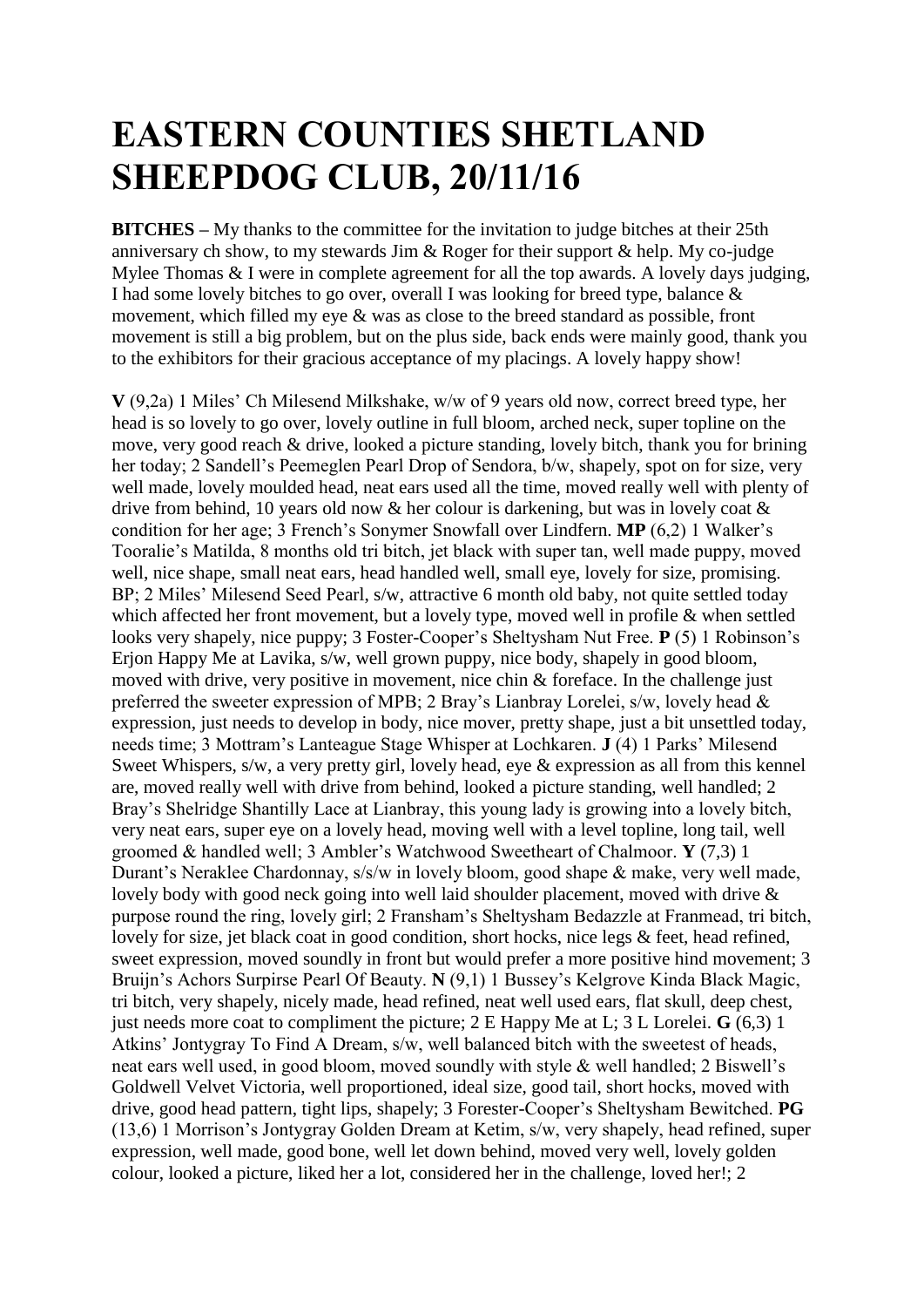# EASTERN COUNTIES SHETLAND SHEEPDOG CLUB, 20/11/16

**BITCHES –** My thanks to the committee for the invitation to judge bitches at their 25th anniversary ch show, to my stewards Jim & Roger for their support & help. My co-judge Mylee Thomas & I were in complete agreement for all the top awards. A lovely days judging, I had some lovely bitches to go over, overall I was looking for breed type, balance & movement, which filled my eye & was as close to the breed standard as possible, front movement is still a big problem, but on the plus side, back ends were mainly good, thank you to the exhibitors for their gracious acceptance of my placings. A lovely happy show!

**V** (9,2a) 1 Miles' Ch Milesend Milkshake, w/w of 9 years old now, correct breed type, her head is so lovely to go over, lovely outline in full bloom, arched neck, super topline on the move, very good reach & drive, looked a picture standing, lovely bitch, thank you for brining her today; 2 Sandell's Peemeglen Pearl Drop of Sendora, b/w, shapely, spot on for size, very well made, lovely moulded head, neat ears used all the time, moved really well with plenty of drive from behind, 10 years old now & her colour is darkening, but was in lovely coat & condition for her age; 3 French's Sonymer Snowfall over Lindfern. **MP** (6,2) 1 Walker's Tooralie's Matilda, 8 months old tri bitch, jet black with super tan, well made puppy, moved well, nice shape, small neat ears, head handled well, small eye, lovely for size, promising. BP; 2 Miles' Milesend Seed Pearl, s/w, attractive 6 month old baby, not quite settled today which affected her front movement, but a lovely type, moved well in profile & when settled looks very shapely, nice puppy; 3 Foster-Cooper's Sheltysham Nut Free. **P** (5) 1 Robinson's Erjon Happy Me at Lavika, s/w, well grown puppy, nice body, shapely in good bloom, moved with drive, very positive in movement, nice chin & foreface. In the challenge just preferred the sweeter expression of MPB; 2 Bray's Lianbray Lorelei, s/w, lovely head & expression, just needs to develop in body, nice mover, pretty shape, just a bit unsettled today, needs time; 3 Mottram's Lanteague Stage Whisper at Lochkaren. **J** (4) 1 Parks' Milesend Sweet Whispers, s/w, a very pretty girl, lovely head, eye & expression as all from this kennel are, moved really well with drive from behind, looked a picture standing, well handled; 2 Bray's Shelridge Shantilly Lace at Lianbray, this young lady is growing into a lovely bitch, very neat ears, super eye on a lovely head, moving well with a level topline, long tail, well groomed & handled well; 3 Ambler's Watchwood Sweetheart of Chalmoor. **Y** (7,3) 1 Durant's Neraklee Chardonnay, s/s/w in lovely bloom, good shape & make, very well made, lovely body with good neck going into well laid shoulder placement, moved with drive & purpose round the ring, lovely girl; 2 Fransham's Sheltysham Bedazzle at Franmead, tri bitch, lovely for size, jet black coat in good condition, short hocks, nice legs & feet, head refined, sweet expression, moved soundly in front but would prefer a more positive hind movement; 3 Bruijn's Achors Surpirse Pearl Of Beauty. **N** (9,1) 1 Bussey's Kelgrove Kinda Black Magic, tri bitch, very shapely, nicely made, head refined, neat well used ears, flat skull, deep chest, just needs more coat to compliment the picture; 2 E Happy Me at L; 3 L Lorelei. **G** (6,3) 1 Atkins' Jontygray To Find A Dream, s/w, well balanced bitch with the sweetest of heads, neat ears well used, in good bloom, moved soundly with style & well handled; 2 Biswell's Goldwell Velvet Victoria, well proportioned, ideal size, good tail, short hocks, moved with drive, good head pattern, tight lips, shapely; 3 Forester-Cooper's Sheltysham Bewitched. **PG** (13,6) 1 Morrison's Jontygray Golden Dream at Ketim, s/w, very shapely, head refined, super expression, well made, good bone, well let down behind, moved very well, lovely golden colour, looked a picture, liked her a lot, considered her in the challenge, loved her!; 2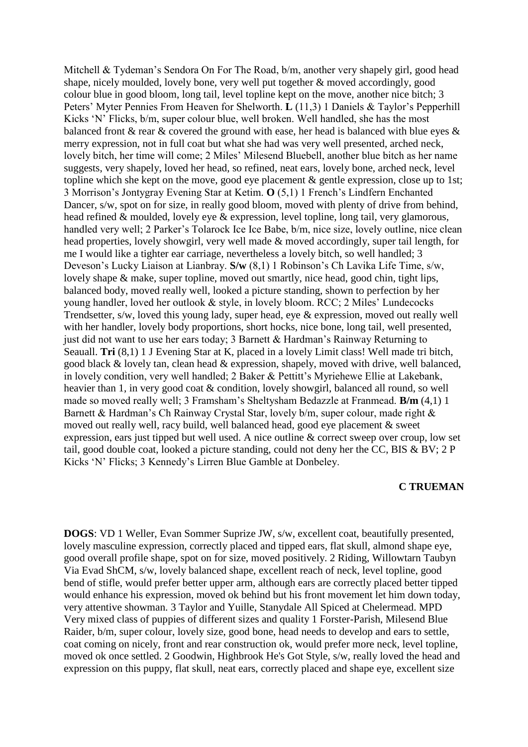Mitchell & Tydeman's Sendora On For The Road, b/m, another very shapely girl, good head shape, nicely moulded, lovely bone, very well put together & moved accordingly, good colour blue in good bloom, long tail, level topline kept on the move, another nice bitch; 3 Peters' Myter Pennies From Heaven for Shelworth. **L** (11,3) 1 Daniels & Taylor's Pepperhill Kicks 'N' Flicks, b/m, super colour blue, well broken. Well handled, she has the most balanced front & rear & covered the ground with ease, her head is balanced with blue eyes & merry expression, not in full coat but what she had was very well presented, arched neck, lovely bitch, her time will come; 2 Miles' Milesend Bluebell, another blue bitch as her name suggests, very shapely, loved her head, so refined, neat ears, lovely bone, arched neck, level topline which she kept on the move, good eye placement & gentle expression, close up to 1st; 3 Morrison's Jontygray Evening Star at Ketim. **O** (5,1) 1 French's Lindfern Enchanted Dancer, s/w, spot on for size, in really good bloom, moved with plenty of drive from behind, head refined & moulded, lovely eye & expression, level topline, long tail, very glamorous, handled very well; 2 Parker's Tolarock Ice Ice Babe, b/m, nice size, lovely outline, nice clean head properties, lovely showgirl, very well made & moved accordingly, super tail length, for me I would like a tighter ear carriage, nevertheless a lovely bitch, so well handled; 3 Deveson's Lucky Liaison at Lianbray. **S/w** (8,1) 1 Robinson's Ch Lavika Life Time, s/w, lovely shape & make, super topline, moved out smartly, nice head, good chin, tight lips, balanced body, moved really well, looked a picture standing, shown to perfection by her young handler, loved her outlook & style, in lovely bloom. RCC; 2 Miles' Lundecocks Trendsetter, s/w, loved this young lady, super head, eye & expression, moved out really well with her handler, lovely body proportions, short hocks, nice bone, long tail, well presented, just did not want to use her ears today; 3 Barnett & Hardman's Rainway Returning to Seauall. **Tri** (8,1) 1 J Evening Star at K, placed in a lovely Limit class! Well made tri bitch, good black & lovely tan, clean head & expression, shapely, moved with drive, well balanced, in lovely condition, very well handled; 2 Baker & Pettitt's Myriehewe Ellie at Lakebank, heavier than 1, in very good coat & condition, lovely showgirl, balanced all round, so well made so moved really well; 3 Framsham's Sheltysham Bedazzle at Franmead. **B/m** (4,1) 1 Barnett & Hardman's Ch Rainway Crystal Star, lovely b/m, super colour, made right & moved out really well, racy build, well balanced head, good eye placement & sweet expression, ears just tipped but well used. A nice outline & correct sweep over croup, low set tail, good double coat, looked a picture standing, could not deny her the CC, BIS & BV; 2 P Kicks 'N' Flicks; 3 Kennedy's Lirren Blue Gamble at Donbeley.

**C TRUEMAN**

**DOGS**: VD 1 Weller, Evan Sommer Suprize JW, s/w, excellent coat, beautifully presented, lovely masculine expression, correctly placed and tipped ears, flat skull, almond shape eye, good overall profile shape, spot on for size, moved positively. 2 Riding, Willowtarn Taubyn Via Evad ShCM, s/w, lovely balanced shape, excellent reach of neck, level topline, good bend of stifle, would prefer better upper arm, although ears are correctly placed better tipped would enhance his expression, moved ok behind but his front movement let him down today, very attentive showman. 3 Taylor and Yuille, Stanydale All Spiced at Chelermead. MPD Very mixed class of puppies of different sizes and quality 1 Forster-Parish, Milesend Blue Raider, b/m, super colour, lovely size, good bone, head needs to develop and ears to settle, coat coming on nicely, front and rear construction ok, would prefer more neck, level topline, moved ok once settled. 2 Goodwin, Highbrook He's Got Style, s/w, really loved the head and expression on this puppy, flat skull, neat ears, correctly placed and shape eye, excellent size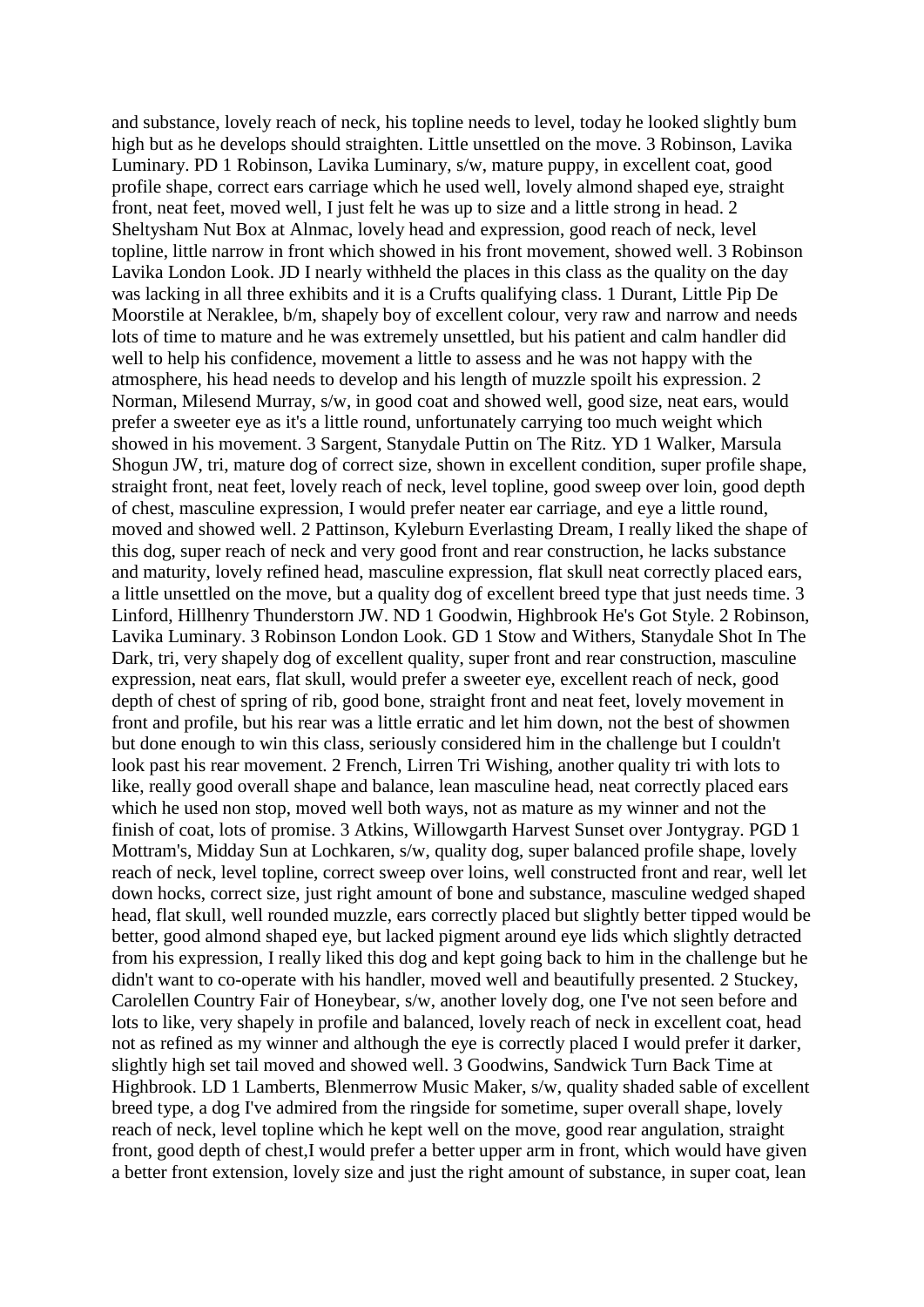and substance, lovely reach of neck, his topline needs to level, today he looked slightly bum high but as he develops should straighten. Little unsettled on the move. 3 Robinson, Lavika Luminary. PD 1 Robinson, Lavika Luminary, s/w, mature puppy, in excellent coat, good profile shape, correct ears carriage which he used well, lovely almond shaped eye, straight front, neat feet, moved well, I just felt he was up to size and a little strong in head. 2 Sheltysham Nut Box at Alnmac, lovely head and expression, good reach of neck, level topline, little narrow in front which showed in his front movement, showed well. 3 Robinson Lavika London Look. JD I nearly withheld the places in this class as the quality on the day was lacking in all three exhibits and it is a Crufts qualifying class. 1 Durant, Little Pip De Moorstile at Neraklee, b/m, shapely boy of excellent colour, very raw and narrow and needs lots of time to mature and he was extremely unsettled, but his patient and calm handler did well to help his confidence, movement a little to assess and he was not happy with the atmosphere, his head needs to develop and his length of muzzle spoilt his expression. 2 Norman, Milesend Murray, s/w, in good coat and showed well, good size, neat ears, would prefer a sweeter eye as it's a little round, unfortunately carrying too much weight which showed in his movement. 3 Sargent, Stanydale Puttin on The Ritz. YD 1 Walker, Marsula Shogun JW, tri, mature dog of correct size, shown in excellent condition, super profile shape, straight front, neat feet, lovely reach of neck, level topline, good sweep over loin, good depth of chest, masculine expression, I would prefer neater ear carriage, and eye a little round, moved and showed well. 2 Pattinson, Kyleburn Everlasting Dream, I really liked the shape of this dog, super reach of neck and very good front and rear construction, he lacks substance and maturity, lovely refined head, masculine expression, flat skull neat correctly placed ears, a little unsettled on the move, but a quality dog of excellent breed type that just needs time. 3 Linford, Hillhenry Thunderstorn JW. ND 1 Goodwin, Highbrook He's Got Style. 2 Robinson, Lavika Luminary. 3 Robinson London Look. GD 1 Stow and Withers, Stanydale Shot In The Dark, tri, very shapely dog of excellent quality, super front and rear construction, masculine expression, neat ears, flat skull, would prefer a sweeter eye, excellent reach of neck, good depth of chest of spring of rib, good bone, straight front and neat feet, lovely movement in front and profile, but his rear was a little erratic and let him down, not the best of showmen but done enough to win this class, seriously considered him in the challenge but I couldn't look past his rear movement. 2 French, Lirren Tri Wishing, another quality tri with lots to like, really good overall shape and balance, lean masculine head, neat correctly placed ears which he used non stop, moved well both ways, not as mature as my winner and not the finish of coat, lots of promise. 3 Atkins, Willowgarth Harvest Sunset over Jontygray. PGD 1 Mottram's, Midday Sun at Lochkaren, s/w, quality dog, super balanced profile shape, lovely reach of neck, level topline, correct sweep over loins, well constructed front and rear, well let down hocks, correct size, just right amount of bone and substance, masculine wedged shaped head, flat skull, well rounded muzzle, ears correctly placed but slightly better tipped would be better, good almond shaped eye, but lacked pigment around eye lids which slightly detracted from his expression, I really liked this dog and kept going back to him in the challenge but he didn't want to co-operate with his handler, moved well and beautifully presented. 2 Stuckey, Carolellen Country Fair of Honeybear, s/w, another lovely dog, one I've not seen before and lots to like, very shapely in profile and balanced, lovely reach of neck in excellent coat, head not as refined as my winner and although the eye is correctly placed I would prefer it darker, slightly high set tail moved and showed well. 3 Goodwins, Sandwick Turn Back Time at Highbrook. LD 1 Lamberts, Blenmerrow Music Maker, s/w, quality shaded sable of excellent breed type, a dog I've admired from the ringside for sometime, super overall shape, lovely reach of neck, level topline which he kept well on the move, good rear angulation, straight front, good depth of chest,I would prefer a better upper arm in front, which would have given a better front extension, lovely size and just the right amount of substance, in super coat, lean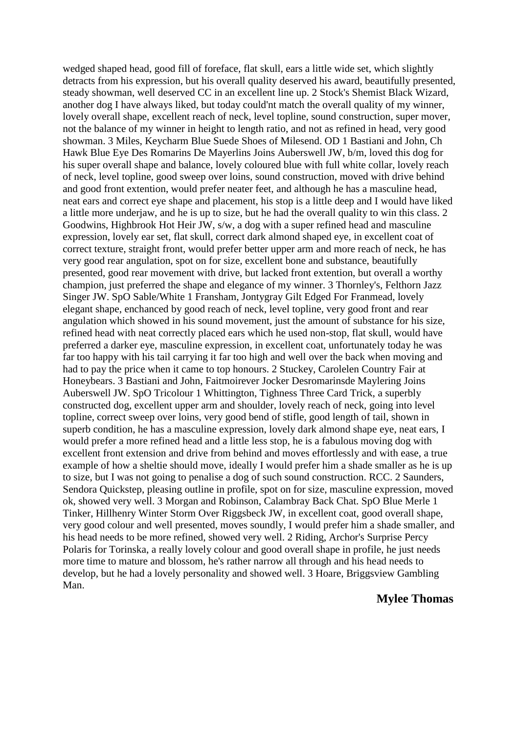wedged shaped head, good fill of foreface, flat skull, ears a little wide set, which slightly detracts from his expression, but his overall quality deserved his award, beautifully presented, steady showman, well deserved CC in an excellent line up. 2 Stock's Shemist Black Wizard, another dog I have always liked, but today could'nt match the overall quality of my winner, lovely overall shape, excellent reach of neck, level topline, sound construction, super mover, not the balance of my winner in height to length ratio, and not as refined in head, very good showman. 3 Miles, Keycharm Blue Suede Shoes of Milesend. OD 1 Bastiani and John, Ch Hawk Blue Eye Des Romarins De Mayerlins Joins Auberswell JW, b/m, loved this dog for his super overall shape and balance, lovely coloured blue with full white collar, lovely reach of neck, level topline, good sweep over loins, sound construction, moved with drive behind and good front extention, would prefer neater feet, and although he has a masculine head, neat ears and correct eye shape and placement, his stop is a little deep and I would have liked a little more underjaw, and he is up to size, but he had the overall quality to win this class. 2 Goodwins, Highbrook Hot Heir JW, s/w, a dog with a super refined head and masculine expression, lovely ear set, flat skull, correct dark almond shaped eye, in excellent coat of correct texture, straight front, would prefer better upper arm and more reach of neck, he has very good rear angulation, spot on for size, excellent bone and substance, beautifully presented, good rear movement with drive, but lacked front extention, but overall a worthy champion, just preferred the shape and elegance of my winner. 3 Thornley's, Felthorn Jazz Singer JW. SpO Sable/White 1 Fransham, Jontygray Gilt Edged For Franmead, lovely elegant shape, enchanced by good reach of neck, level topline, very good front and rear angulation which showed in his sound movement, just the amount of substance for his size, refined head with neat correctly placed ears which he used non-stop, flat skull, would have preferred a darker eye, masculine expression, in excellent coat, unfortunately today he was far too happy with his tail carrying it far too high and well over the back when moving and had to pay the price when it came to top honours. 2 Stuckey, Carolelen Country Fair at Honeybears. 3 Bastiani and John, Faitmoirever Jocker Desromarinsde Maylering Joins Auberswell JW. SpO Tricolour 1 Whittington, Tighness Three Card Trick, a superbly constructed dog, excellent upper arm and shoulder, lovely reach of neck, going into level topline, correct sweep over loins, very good bend of stifle, good length of tail, shown in superb condition, he has a masculine expression, lovely dark almond shape eye, neat ears, I would prefer a more refined head and a little less stop, he is a fabulous moving dog with excellent front extension and drive from behind and moves effortlessly and with ease, a true example of how a sheltie should move, ideally I would prefer him a shade smaller as he is up to size, but I was not going to penalise a dog of such sound construction. RCC. 2 Saunders, Sendora Quickstep, pleasing outline in profile, spot on for size, masculine expression, moved ok, showed very well. 3 Morgan and Robinson, Calambray Back Chat. SpO Blue Merle 1 Tinker, Hillhenry Winter Storm Over Riggsbeck JW, in excellent coat, good overall shape, very good colour and well presented, moves soundly, I would prefer him a shade smaller, and his head needs to be more refined, showed very well. 2 Riding, Archor's Surprise Percy Polaris for Torinska, a really lovely colour and good overall shape in profile, he just needs more time to mature and blossom, he's rather narrow all through and his head needs to develop, but he had a lovely personality and showed well. 3 Hoare, Briggsview Gambling Man.

**Mylee Thomas**